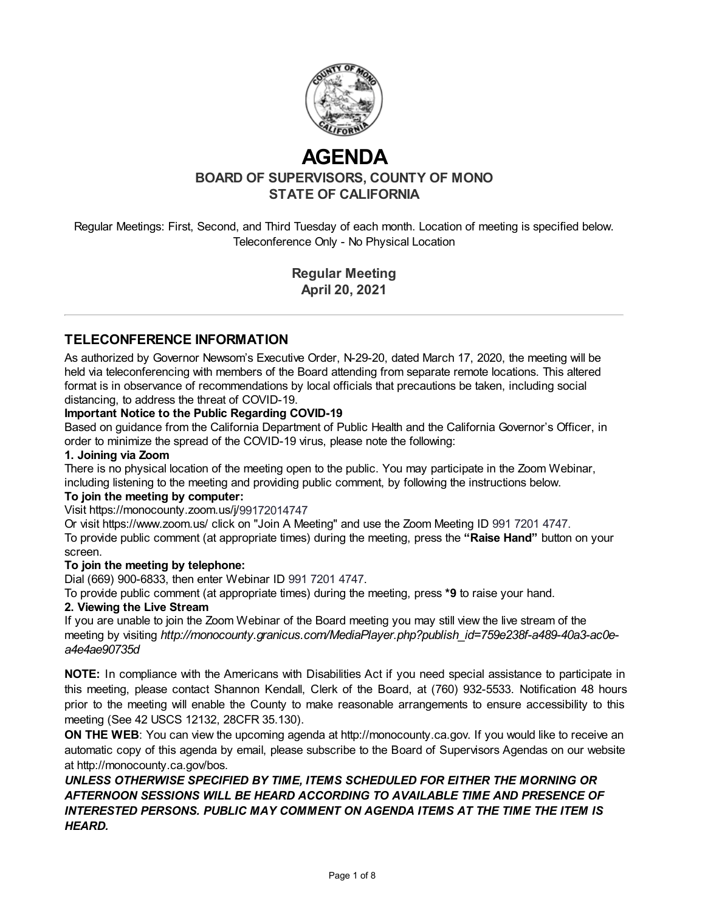# AGENDA

## BOARD OF SUPERVISORS, COUNTY OF MONO
## STATE OF CALIFORNIA

Regular Meetings: First, Second, and Third Tuesday of each month. Location of meeting is specified below. Teleconference Only - No Physical Location

**Regular Meeting**
**April 20, 2021**

---

## TELECONFERENCE INFORMATION

As authorized by Governor Newsom's Executive Order, N-29-20, dated March 17, 2020, the meeting will be held via teleconferencing with members of the Board attending from separate remote locations. This altered format is in observance of recommendations by local officials that precautions be taken, including social distancing, to address the threat of COVID-19.

**Important Notice to the Public Regarding COVID-19**

Based on guidance from the California Department of Public Health and the California Governor's Officer, in order to minimize the spread of the COVID-19 virus, please note the following:

**1. Joining via Zoom**

There is no physical location of the meeting open to the public. You may participate in the Zoom Webinar, including listening to the meeting and providing public comment, by following the instructions below.

**To join the meeting by computer:**

Visit https://monocounty.zoom.us/j/99172014747

Or visit https://www.zoom.us/ click on "Join A Meeting" and use the Zoom Meeting ID 991 7201 4747.

To provide public comment (at appropriate times) during the meeting, press the **"Raise Hand"** button on your screen.

**To join the meeting by telephone:**

Dial (669) 900-6833, then enter Webinar ID 991 7201 4747.

To provide public comment (at appropriate times) during the meeting, press ***9** to raise your hand.

**2. Viewing the Live Stream**

If you are unable to join the Zoom Webinar of the Board meeting you may still view the live stream of the meeting by visiting *http://monocounty.granicus.com/MediaPlayer.php?publish_id=759e238f-a489-40a3-ac0e-a4e4ae90735d*

**NOTE:** In compliance with the Americans with Disabilities Act if you need special assistance to participate in this meeting, please contact Shannon Kendall, Clerk of the Board, at (760) 932-5533. Notification 48 hours prior to the meeting will enable the County to make reasonable arrangements to ensure accessibility to this meeting (See 42 USCS 12132, 28CFR 35.130).

**ON THE WEB**: You can view the upcoming agenda at http://monocounty.ca.gov. If you would like to receive an automatic copy of this agenda by email, please subscribe to the Board of Supervisors Agendas on our website at http://monocounty.ca.gov/bos.

***UNLESS OTHERWISE SPECIFIED BY TIME, ITEMS SCHEDULED FOR EITHER THE MORNING OR AFTERNOON SESSIONS WILL BE HEARD ACCORDING TO AVAILABLE TIME AND PRESENCE OF INTERESTED PERSONS. PUBLIC MAY COMMENT ON AGENDA ITEMS AT THE TIME THE ITEM IS HEARD.***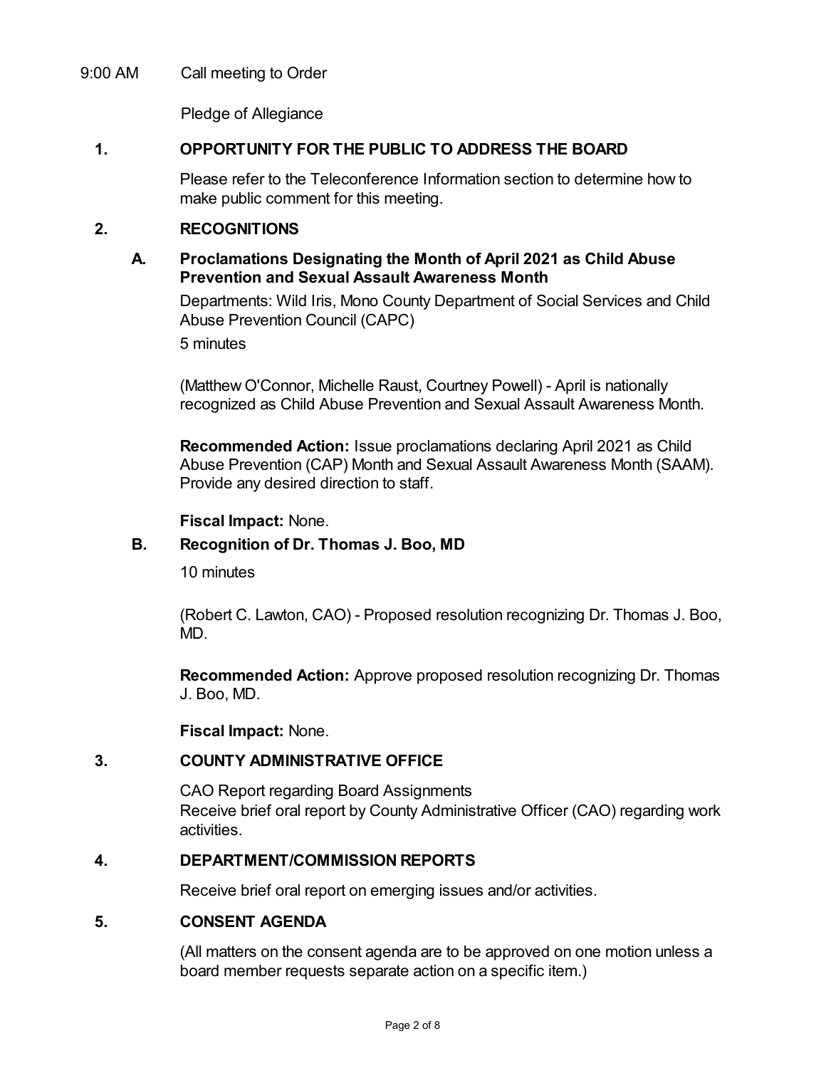9:00 AM Call meeting to Order

Pledge of Allegiance

## 1. OPPORTUNITY FOR THE PUBLIC TO ADDRESS THE BOARD

Please refer to the Teleconference Information section to determine how to make public comment for this meeting.

## 2. RECOGNITIONS

### A. Proclamations Designating the Month of April 2021 as Child Abuse Prevention and Sexual Assault Awareness Month

Departments: Wild Iris, Mono County Department of Social Services and Child Abuse Prevention Council (CAPC)

5 minutes

(Matthew O'Connor, Michelle Raust, Courtney Powell) - April is nationally recognized as Child Abuse Prevention and Sexual Assault Awareness Month.

**Recommended Action:** Issue proclamations declaring April 2021 as Child Abuse Prevention (CAP) Month and Sexual Assault Awareness Month (SAAM). Provide any desired direction to staff.

**Fiscal Impact:** None.

### B. Recognition of Dr. Thomas J. Boo, MD

10 minutes

(Robert C. Lawton, CAO) - Proposed resolution recognizing Dr. Thomas J. Boo, MD.

**Recommended Action:** Approve proposed resolution recognizing Dr. Thomas J. Boo, MD.

**Fiscal Impact:** None.

## 3. COUNTY ADMINISTRATIVE OFFICE

CAO Report regarding Board Assignments
Receive brief oral report by County Administrative Officer (CAO) regarding work activities.

## 4. DEPARTMENT/COMMISSION REPORTS

Receive brief oral report on emerging issues and/or activities.

## 5. CONSENT AGENDA

(All matters on the consent agenda are to be approved on one motion unless a board member requests separate action on a specific item.)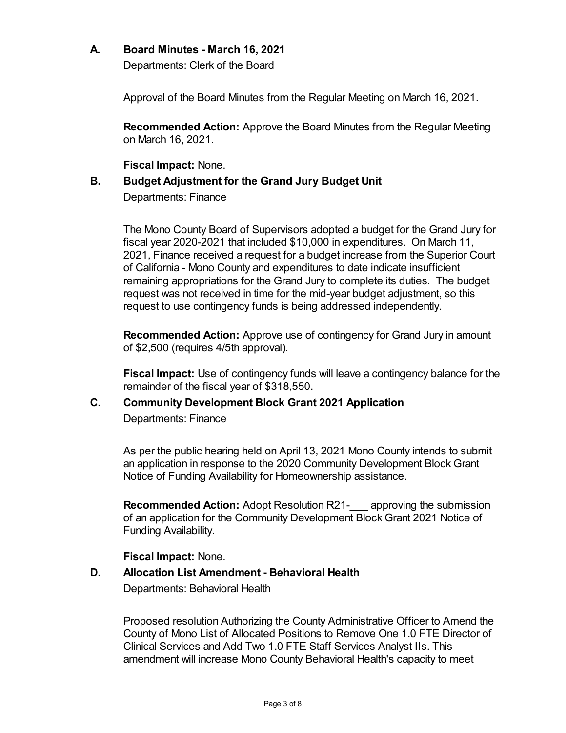### A. Board Minutes - March 16, 2021

Departments: Clerk of the Board

Approval of the Board Minutes from the Regular Meeting on March 16, 2021.

**Recommended Action:** Approve the Board Minutes from the Regular Meeting on March 16, 2021.

**Fiscal Impact:** None.

### B. Budget Adjustment for the Grand Jury Budget Unit

Departments: Finance

The Mono County Board of Supervisors adopted a budget for the Grand Jury for fiscal year 2020-2021 that included $10,000 in expenditures. On March 11, 2021, Finance received a request for a budget increase from the Superior Court of California - Mono County and expenditures to date indicate insufficient remaining appropriations for the Grand Jury to complete its duties. The budget request was not received in time for the mid-year budget adjustment, so this request to use contingency funds is being addressed independently.

**Recommended Action:** Approve use of contingency for Grand Jury in amount of $2,500 (requires 4/5th approval).

**Fiscal Impact:** Use of contingency funds will leave a contingency balance for the remainder of the fiscal year of $318,550.

### C. Community Development Block Grant 2021 Application

Departments: Finance

As per the public hearing held on April 13, 2021 Mono County intends to submit an application in response to the 2020 Community Development Block Grant Notice of Funding Availability for Homeownership assistance.

**Recommended Action:** Adopt Resolution R21-___ approving the submission of an application for the Community Development Block Grant 2021 Notice of Funding Availability.

**Fiscal Impact:** None.

### D. Allocation List Amendment - Behavioral Health

Departments: Behavioral Health

Proposed resolution Authorizing the County Administrative Officer to Amend the County of Mono List of Allocated Positions to Remove One 1.0 FTE Director of Clinical Services and Add Two 1.0 FTE Staff Services Analyst IIs. This amendment will increase Mono County Behavioral Health's capacity to meet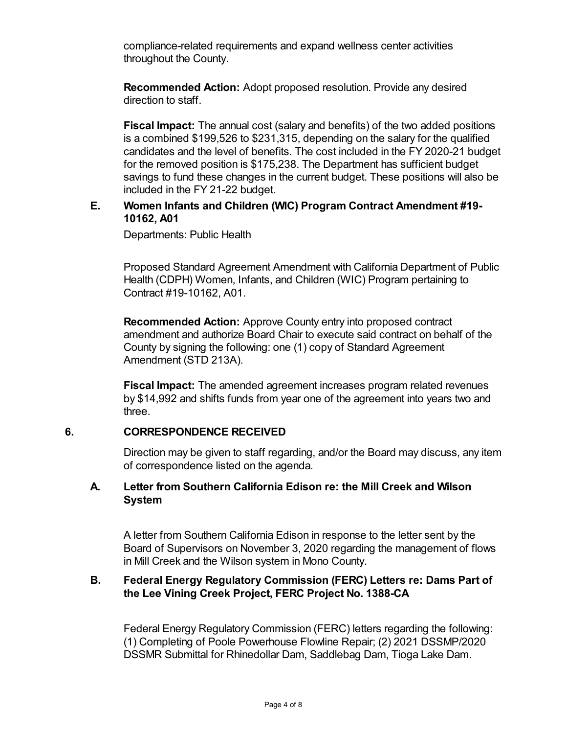compliance-related requirements and expand wellness center activities throughout the County.

**Recommended Action:** Adopt proposed resolution. Provide any desired direction to staff.

**Fiscal Impact:** The annual cost (salary and benefits) of the two added positions is a combined $199,526 to $231,315, depending on the salary for the qualified candidates and the level of benefits. The cost included in the FY 2020-21 budget for the removed position is $175,238. The Department has sufficient budget savings to fund these changes in the current budget. These positions will also be included in the FY 21-22 budget.

**E. Women Infants and Children (WIC) Program Contract Amendment #19-10162, A01**

Departments: Public Health

Proposed Standard Agreement Amendment with California Department of Public Health (CDPH) Women, Infants, and Children (WIC) Program pertaining to Contract #19-10162, A01.

**Recommended Action:** Approve County entry into proposed contract amendment and authorize Board Chair to execute said contract on behalf of the County by signing the following: one (1) copy of Standard Agreement Amendment (STD 213A).

**Fiscal Impact:** The amended agreement increases program related revenues by $14,992 and shifts funds from year one of the agreement into years two and three.

## 6. CORRESPONDENCE RECEIVED

Direction may be given to staff regarding, and/or the Board may discuss, any item of correspondence listed on the agenda.

**A. Letter from Southern California Edison re: the Mill Creek and Wilson System**

A letter from Southern California Edison in response to the letter sent by the Board of Supervisors on November 3, 2020 regarding the management of flows in Mill Creek and the Wilson system in Mono County.

**B. Federal Energy Regulatory Commission (FERC) Letters re: Dams Part of the Lee Vining Creek Project, FERC Project No. 1388-CA**

Federal Energy Regulatory Commission (FERC) letters regarding the following: (1) Completing of Poole Powerhouse Flowline Repair; (2) 2021 DSSMP/2020 DSSMR Submittal for Rhinedollar Dam, Saddlebag Dam, Tioga Lake Dam.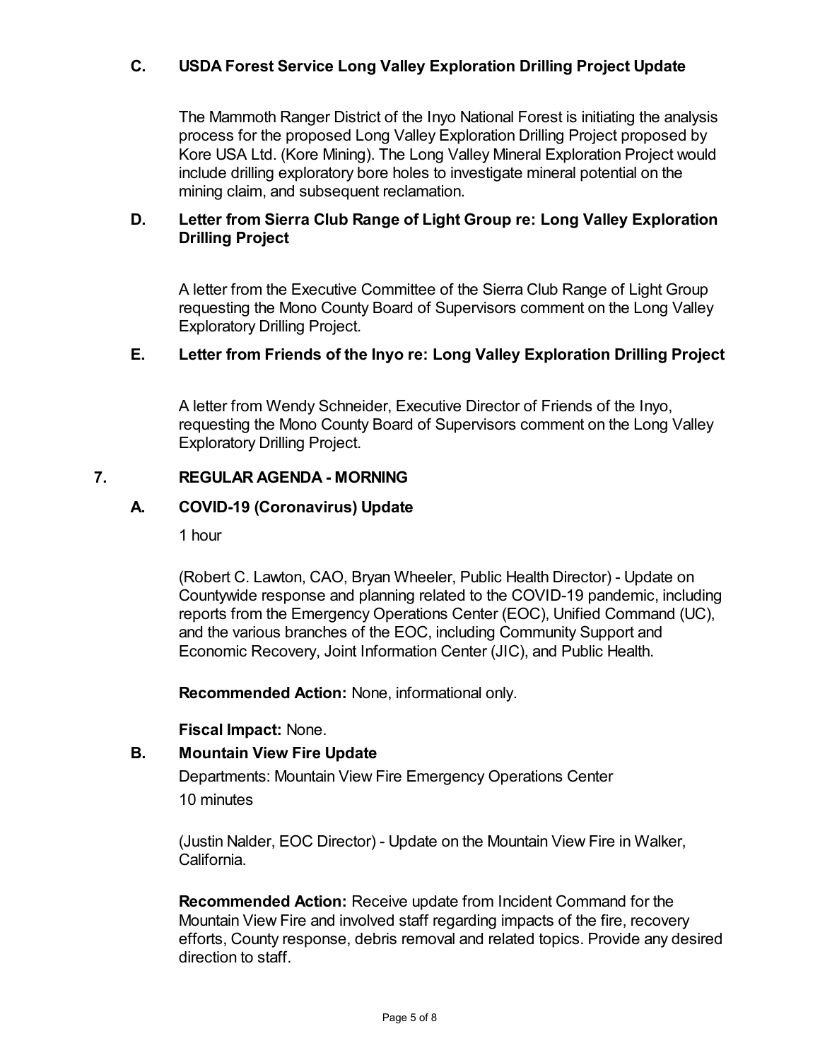### C. USDA Forest Service Long Valley Exploration Drilling Project Update

The Mammoth Ranger District of the Inyo National Forest is initiating the analysis process for the proposed Long Valley Exploration Drilling Project proposed by Kore USA Ltd. (Kore Mining). The Long Valley Mineral Exploration Project would include drilling exploratory bore holes to investigate mineral potential on the mining claim, and subsequent reclamation.

### D. Letter from Sierra Club Range of Light Group re: Long Valley Exploration Drilling Project

A letter from the Executive Committee of the Sierra Club Range of Light Group requesting the Mono County Board of Supervisors comment on the Long Valley Exploratory Drilling Project.

### E. Letter from Friends of the Inyo re: Long Valley Exploration Drilling Project

A letter from Wendy Schneider, Executive Director of Friends of the Inyo, requesting the Mono County Board of Supervisors comment on the Long Valley Exploratory Drilling Project.

## 7. REGULAR AGENDA - MORNING

### A. COVID-19 (Coronavirus) Update

1 hour

(Robert C. Lawton, CAO, Bryan Wheeler, Public Health Director) - Update on Countywide response and planning related to the COVID-19 pandemic, including reports from the Emergency Operations Center (EOC), Unified Command (UC), and the various branches of the EOC, including Community Support and Economic Recovery, Joint Information Center (JIC), and Public Health.

**Recommended Action:** None, informational only.

**Fiscal Impact:** None.

### B. Mountain View Fire Update

Departments: Mountain View Fire Emergency Operations Center

10 minutes

(Justin Nalder, EOC Director) - Update on the Mountain View Fire in Walker, California.

**Recommended Action:** Receive update from Incident Command for the Mountain View Fire and involved staff regarding impacts of the fire, recovery efforts, County response, debris removal and related topics. Provide any desired direction to staff.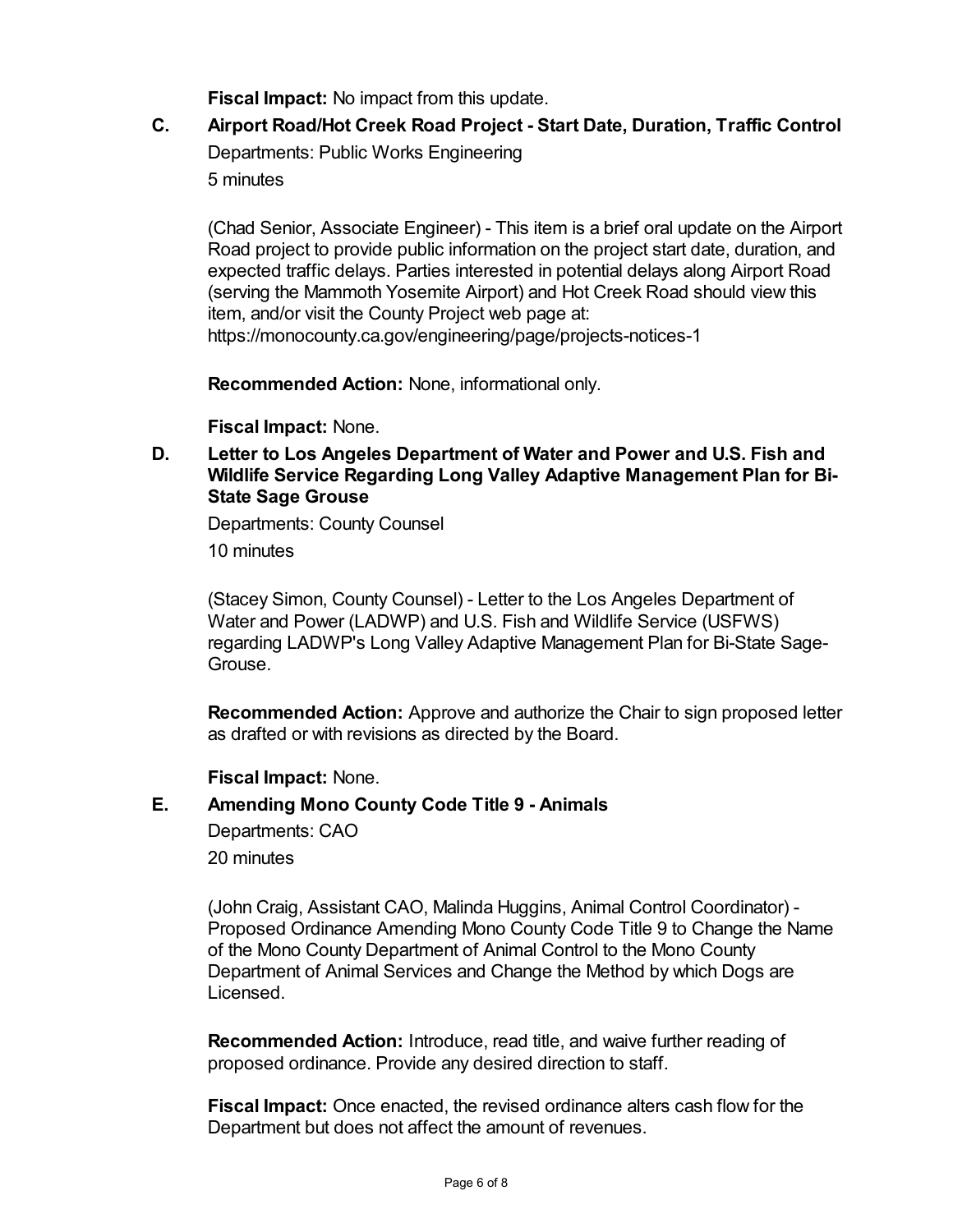**Fiscal Impact:** No impact from this update.

### C. Airport Road/Hot Creek Road Project - Start Date, Duration, Traffic Control

Departments: Public Works Engineering

5 minutes

(Chad Senior, Associate Engineer) - This item is a brief oral update on the Airport Road project to provide public information on the project start date, duration, and expected traffic delays. Parties interested in potential delays along Airport Road (serving the Mammoth Yosemite Airport) and Hot Creek Road should view this item, and/or visit the County Project web page at: https://monocounty.ca.gov/engineering/page/projects-notices-1

**Recommended Action:** None, informational only.

**Fiscal Impact:** None.

### D. Letter to Los Angeles Department of Water and Power and U.S. Fish and Wildlife Service Regarding Long Valley Adaptive Management Plan for Bi-State Sage Grouse

Departments: County Counsel

10 minutes

(Stacey Simon, County Counsel) - Letter to the Los Angeles Department of Water and Power (LADWP) and U.S. Fish and Wildlife Service (USFWS) regarding LADWP's Long Valley Adaptive Management Plan for Bi-State Sage-Grouse.

**Recommended Action:** Approve and authorize the Chair to sign proposed letter as drafted or with revisions as directed by the Board.

**Fiscal Impact:** None.

### E. Amending Mono County Code Title 9 - Animals

Departments: CAO

20 minutes

(John Craig, Assistant CAO, Malinda Huggins, Animal Control Coordinator) - Proposed Ordinance Amending Mono County Code Title 9 to Change the Name of the Mono County Department of Animal Control to the Mono County Department of Animal Services and Change the Method by which Dogs are Licensed.

**Recommended Action:** Introduce, read title, and waive further reading of proposed ordinance. Provide any desired direction to staff.

**Fiscal Impact:** Once enacted, the revised ordinance alters cash flow for the Department but does not affect the amount of revenues.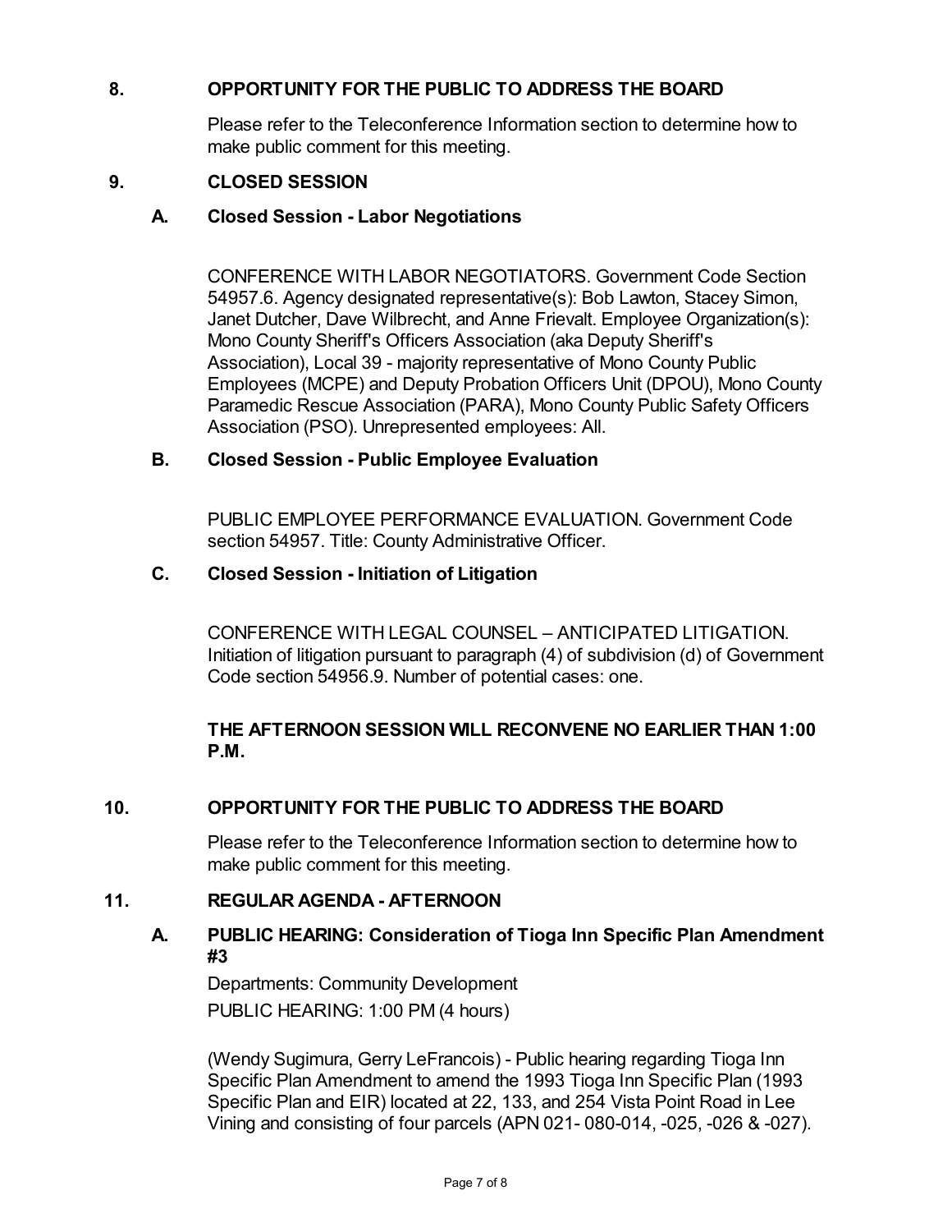## 8. OPPORTUNITY FOR THE PUBLIC TO ADDRESS THE BOARD

Please refer to the Teleconference Information section to determine how to make public comment for this meeting.

## 9. CLOSED SESSION

### A. Closed Session - Labor Negotiations

CONFERENCE WITH LABOR NEGOTIATORS. Government Code Section 54957.6. Agency designated representative(s): Bob Lawton, Stacey Simon, Janet Dutcher, Dave Wilbrecht, and Anne Frievalt. Employee Organization(s): Mono County Sheriff's Officers Association (aka Deputy Sheriff's Association), Local 39 - majority representative of Mono County Public Employees (MCPE) and Deputy Probation Officers Unit (DPOU), Mono County Paramedic Rescue Association (PARA), Mono County Public Safety Officers Association (PSO). Unrepresented employees: All.

### B. Closed Session - Public Employee Evaluation

PUBLIC EMPLOYEE PERFORMANCE EVALUATION. Government Code section 54957. Title: County Administrative Officer.

### C. Closed Session - Initiation of Litigation

CONFERENCE WITH LEGAL COUNSEL – ANTICIPATED LITIGATION. Initiation of litigation pursuant to paragraph (4) of subdivision (d) of Government Code section 54956.9. Number of potential cases: one.

**THE AFTERNOON SESSION WILL RECONVENE NO EARLIER THAN 1:00 P.M.**

## 10. OPPORTUNITY FOR THE PUBLIC TO ADDRESS THE BOARD

Please refer to the Teleconference Information section to determine how to make public comment for this meeting.

## 11. REGULAR AGENDA - AFTERNOON

### A. PUBLIC HEARING: Consideration of Tioga Inn Specific Plan Amendment #3

Departments: Community Development

PUBLIC HEARING: 1:00 PM (4 hours)

(Wendy Sugimura, Gerry LeFrancois) - Public hearing regarding Tioga Inn Specific Plan Amendment to amend the 1993 Tioga Inn Specific Plan (1993 Specific Plan and EIR) located at 22, 133, and 254 Vista Point Road in Lee Vining and consisting of four parcels (APN 021- 080-014, -025, -026 & -027).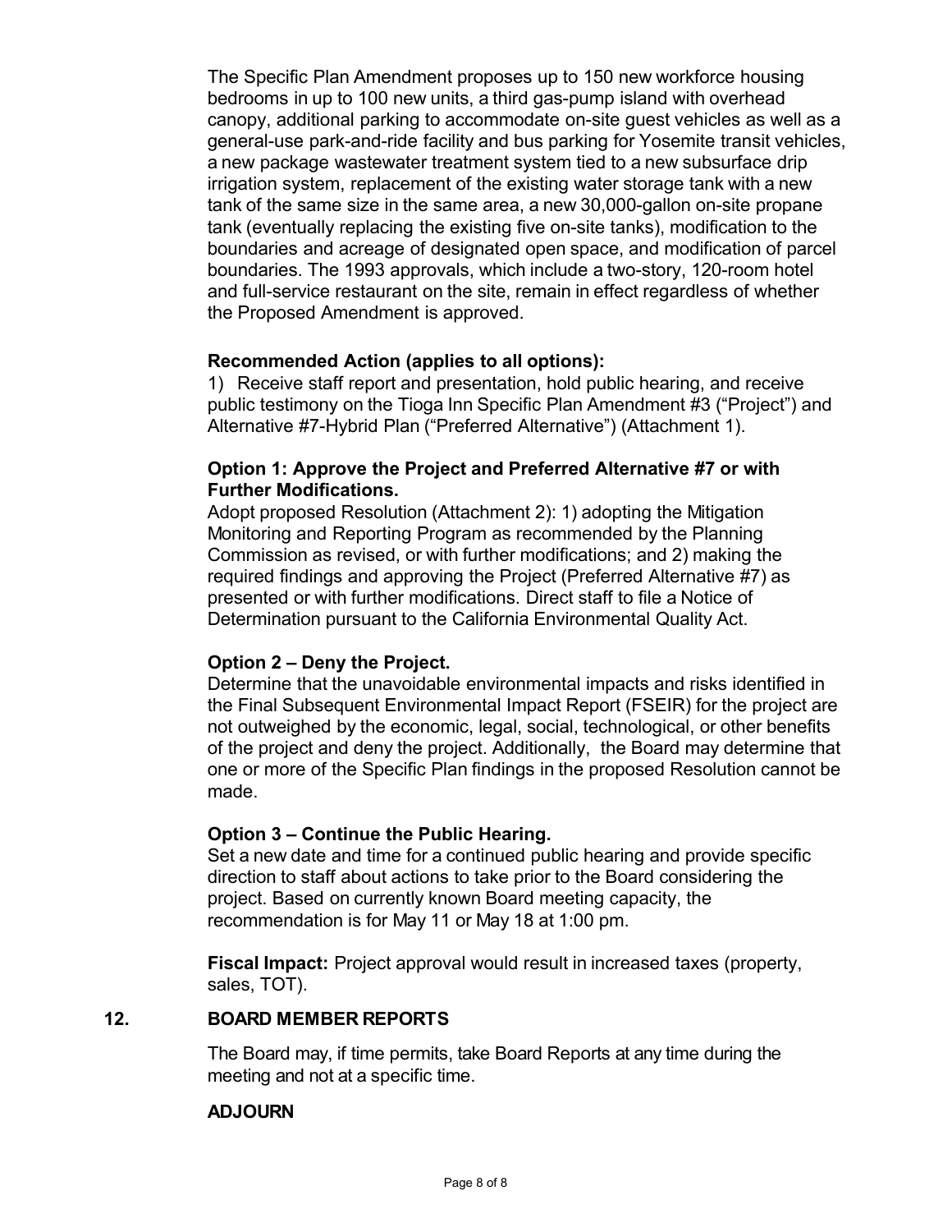The Specific Plan Amendment proposes up to 150 new workforce housing bedrooms in up to 100 new units, a third gas-pump island with overhead canopy, additional parking to accommodate on-site guest vehicles as well as a general-use park-and-ride facility and bus parking for Yosemite transit vehicles, a new package wastewater treatment system tied to a new subsurface drip irrigation system, replacement of the existing water storage tank with a new tank of the same size in the same area, a new 30,000-gallon on-site propane tank (eventually replacing the existing five on-site tanks), modification to the boundaries and acreage of designated open space, and modification of parcel boundaries. The 1993 approvals, which include a two-story, 120-room hotel and full-service restaurant on the site, remain in effect regardless of whether the Proposed Amendment is approved.

**Recommended Action (applies to all options):**

1) Receive staff report and presentation, hold public hearing, and receive public testimony on the Tioga Inn Specific Plan Amendment #3 ("Project") and Alternative #7-Hybrid Plan ("Preferred Alternative") (Attachment 1).

**Option 1: Approve the Project and Preferred Alternative #7 or with Further Modifications.**

Adopt proposed Resolution (Attachment 2): 1) adopting the Mitigation Monitoring and Reporting Program as recommended by the Planning Commission as revised, or with further modifications; and 2) making the required findings and approving the Project (Preferred Alternative #7) as presented or with further modifications. Direct staff to file a Notice of Determination pursuant to the California Environmental Quality Act.

**Option 2 – Deny the Project.**

Determine that the unavoidable environmental impacts and risks identified in the Final Subsequent Environmental Impact Report (FSEIR) for the project are not outweighed by the economic, legal, social, technological, or other benefits of the project and deny the project. Additionally, the Board may determine that one or more of the Specific Plan findings in the proposed Resolution cannot be made.

**Option 3 – Continue the Public Hearing.**

Set a new date and time for a continued public hearing and provide specific direction to staff about actions to take prior to the Board considering the project. Based on currently known Board meeting capacity, the recommendation is for May 11 or May 18 at 1:00 pm.

**Fiscal Impact:** Project approval would result in increased taxes (property, sales, TOT).

## 12. BOARD MEMBER REPORTS

The Board may, if time permits, take Board Reports at any time during the meeting and not at a specific time.

## ADJOURN